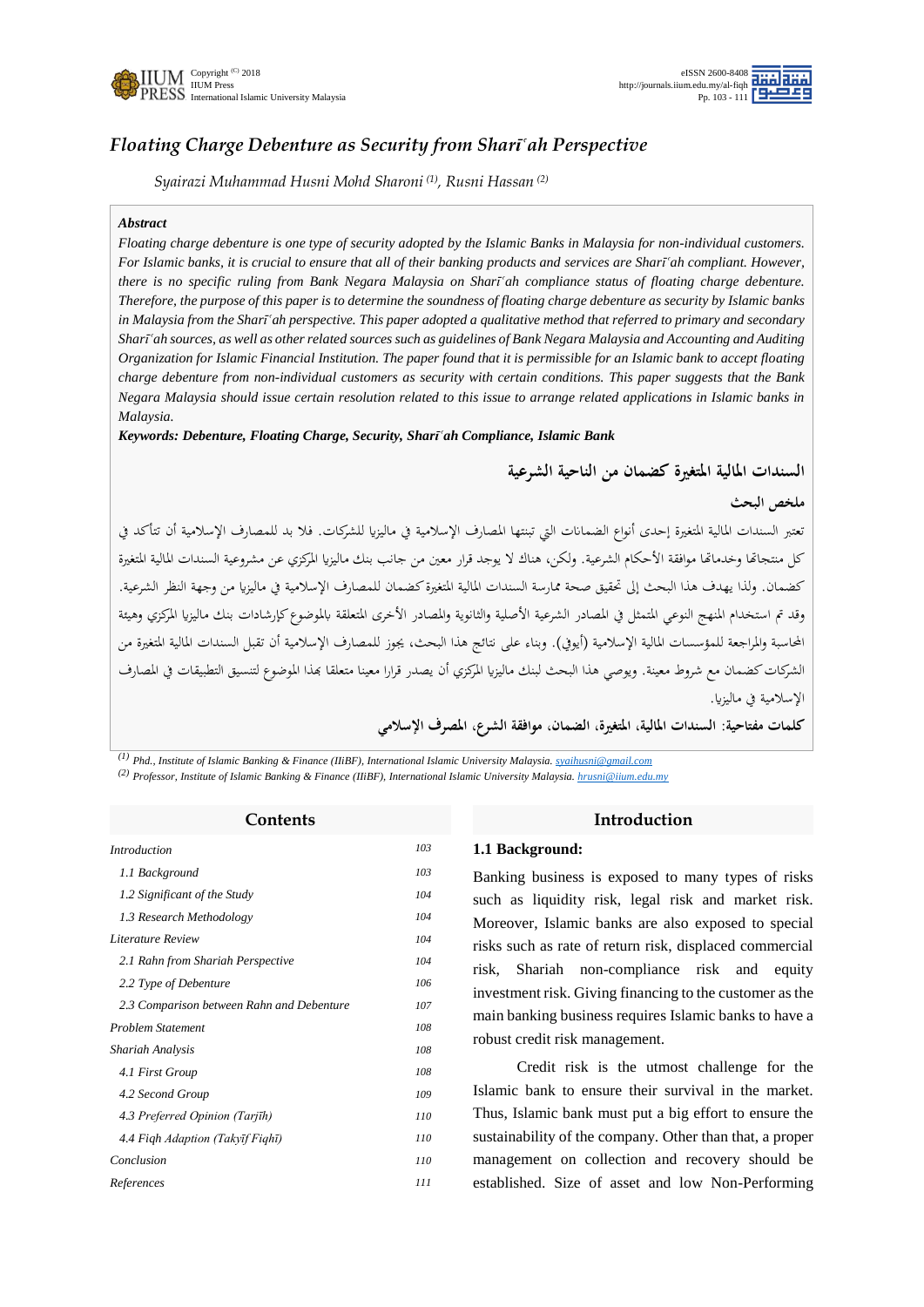# *Floating Charge Debenture as Security from Sharīʿah Perspective*

*Syairazi Muhammad Husni Mohd Sharoni [(1)], Rusni Hassan [(2)]*

***Abstract***

*Floating charge debenture is one type of security adopted by the Islamic Banks in Malaysia for non-individual customers. For Islamic banks, it is crucial to ensure that all of their banking products and services are Sharīʿah compliant. However, there is no specific ruling from Bank Negara Malaysia on Sharīʿah compliance status of floating charge debenture. Therefore, the purpose of this paper is to determine the soundness of floating charge debenture as security by Islamic banks in Malaysia from the Sharīʿah perspective. This paper adopted a qualitative method that referred to primary and secondary Sharīʿah sources, as well as other related sources such as guidelines of Bank Negara Malaysia and Accounting and Auditing Organization for Islamic Financial Institution. The paper found that it is permissible for an Islamic bank to accept floating charge debenture from non-individual customers as security with certain conditions. This paper suggests that the Bank Negara Malaysia should issue certain resolution related to this issue to arrange related applications in Islamic banks in Malaysia.*

***Keywords: Debenture, Floating Charge, Security, Sharīʿah Compliance, Islamic Bank***

**السندات المالية المتغيرة كضمان من الناحية الشرعية**

**ملخص البحث**

تعتبر السندات المالية المتغيرة إحدى أنواع الضمانات التي تتبناها المصارف الإسلامية في ماليزيا للشركات. فلا بد للمصارف الإسلامية أن تتأكد في كل منتجاتها وخدماتها موافقة الأحكام الشرعية. ولكن، هناك لا يوجد قرار معين من جانب بنك ماليزيا المركزي عن مشروعية السندات المالية المتغيرة كضمان. ولذا يهدف هذا البحث إلى تحقيق صحة ممارسة السندات المالية المتغيرة كضمان للمصارف الإسلامية في ماليزيا من وجهة النظر الشرعية. وقد تم استخدام المنهج النوعي المتمثل في المصادر الشرعية الأصلية والثانوية والمصادر الأخرى المتعلقة بالموضوع كإرشادات بنك ماليزيا المركزي وهيئة المحاسبة والمراجعة للمؤسسات المالية الإسلامية (أيوفي). وبناء على نتائج هذا البحث، يجوز للمصارف الإسلامية أن تقبل السندات المالية المتغيرة من الشركات كضمان مع شروط معينة. ويوصي هذا البحث لبنك ماليزيا المركزي أن يصدر قرارا معينا متعلقا بهذا الموضوع لتنسيق التطبيقات في المصارف الإسلامية في ماليزيا.

**كلمات مفتاحية: السندات المالية، المتغيرة، الضمان، موافقة الشرع، المصرف الإسلامي**

[(1)] *Phd., Institute of Islamic Banking & Finance (IIiBF), International Islamic University Malaysia. syaihusni@gmail.com*

[(2)] *Professor, Institute of Islamic Banking & Finance (IIiBF), International Islamic University Malaysia. hrusni@iium.edu.my*

## Contents

| | |
|---|---|
| *Introduction* | *103* |
| *1.1 Background* | *103* |
| *1.2 Significant of the Study* | *104* |
| *1.3 Research Methodology* | *104* |
| *Literature Review* | *104* |
| *2.1 Rahn from Shariah Perspective* | *104* |
| *2.2 Type of Debenture* | *106* |
| *2.3 Comparison between Rahn and Debenture* | *107* |
| *Problem Statement* | *108* |
| *Shariah Analysis* | *108* |
| *4.1 First Group* | *108* |
| *4.2 Second Group* | *109* |
| *4.3 Preferred Opinion (Tarjīḥ)* | *110* |
| *4.4 Fiqh Adaption (Takyīf Fiqhī)* | *110* |
| *Conclusion* | *110* |
| *References* | *111* |

## Introduction

### 1.1 Background:

Banking business is exposed to many types of risks such as liquidity risk, legal risk and market risk. Moreover, Islamic banks are also exposed to special risks such as rate of return risk, displaced commercial risk, Shariah non-compliance risk and equity investment risk. Giving financing to the customer as the main banking business requires Islamic banks to have a robust credit risk management.

Credit risk is the utmost challenge for the Islamic bank to ensure their survival in the market. Thus, Islamic bank must put a big effort to ensure the sustainability of the company. Other than that, a proper management on collection and recovery should be established. Size of asset and low Non-Performing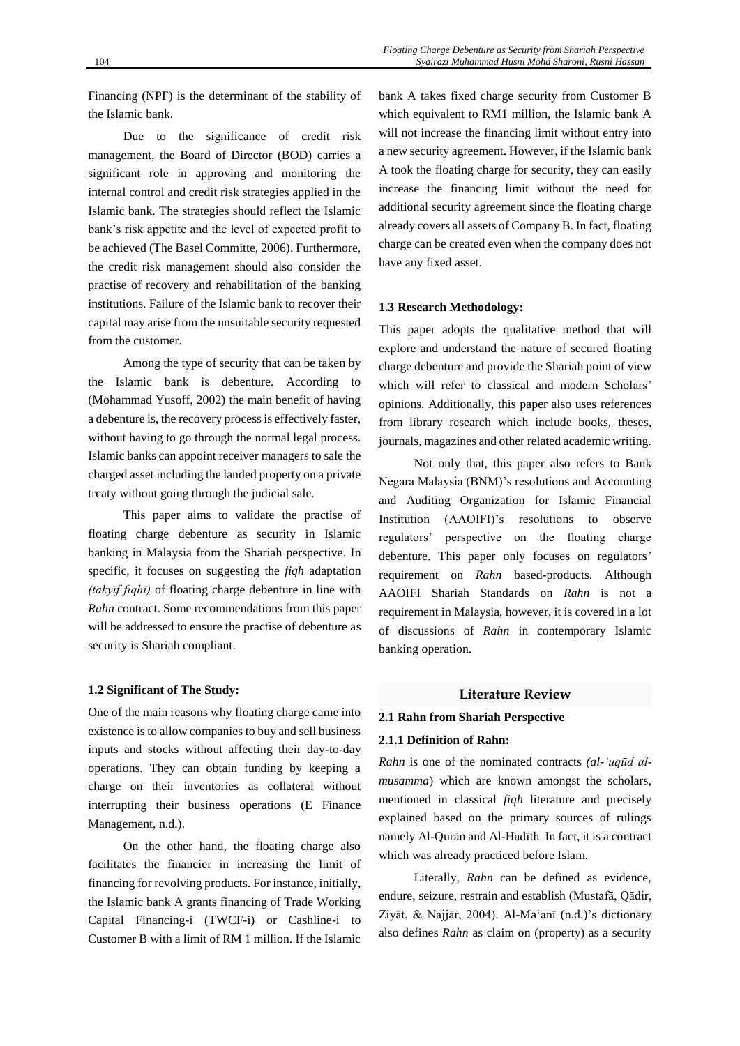Financing (NPF) is the determinant of the stability of the Islamic bank.

Due to the significance of credit risk management, the Board of Director (BOD) carries a significant role in approving and monitoring the internal control and credit risk strategies applied in the Islamic bank. The strategies should reflect the Islamic bank's risk appetite and the level of expected profit to be achieved (The Basel Committe, 2006). Furthermore, the credit risk management should also consider the practise of recovery and rehabilitation of the banking institutions. Failure of the Islamic bank to recover their capital may arise from the unsuitable security requested from the customer.

Among the type of security that can be taken by the Islamic bank is debenture. According to (Mohammad Yusoff, 2002) the main benefit of having a debenture is, the recovery process is effectively faster, without having to go through the normal legal process. Islamic banks can appoint receiver managers to sale the charged asset including the landed property on a private treaty without going through the judicial sale.

This paper aims to validate the practise of floating charge debenture as security in Islamic banking in Malaysia from the Shariah perspective. In specific, it focuses on suggesting the *fiqh* adaptation *(takyīf fiqhī)* of floating charge debenture in line with *Rahn* contract. Some recommendations from this paper will be addressed to ensure the practise of debenture as security is Shariah compliant.

**1.2 Significant of The Study:**

One of the main reasons why floating charge came into existence is to allow companies to buy and sell business inputs and stocks without affecting their day-to-day operations. They can obtain funding by keeping a charge on their inventories as collateral without interrupting their business operations (E Finance Management, n.d.).

On the other hand, the floating charge also facilitates the financier in increasing the limit of financing for revolving products. For instance, initially, the Islamic bank A grants financing of Trade Working Capital Financing-i (TWCF-i) or Cashline-i to Customer B with a limit of RM 1 million. If the Islamic bank A takes fixed charge security from Customer B which equivalent to RM1 million, the Islamic bank A will not increase the financing limit without entry into a new security agreement. However, if the Islamic bank A took the floating charge for security, they can easily increase the financing limit without the need for additional security agreement since the floating charge already covers all assets of Company B. In fact, floating charge can be created even when the company does not have any fixed asset.

**1.3 Research Methodology:**

This paper adopts the qualitative method that will explore and understand the nature of secured floating charge debenture and provide the Shariah point of view which will refer to classical and modern Scholars' opinions. Additionally, this paper also uses references from library research which include books, theses, journals, magazines and other related academic writing.

Not only that, this paper also refers to Bank Negara Malaysia (BNM)'s resolutions and Accounting and Auditing Organization for Islamic Financial Institution (AAOIFI)'s resolutions to observe regulators' perspective on the floating charge debenture. This paper only focuses on regulators' requirement on *Rahn* based-products. Although AAOIFI Shariah Standards on *Rahn* is not a requirement in Malaysia, however, it is covered in a lot of discussions of *Rahn* in contemporary Islamic banking operation.

## Literature Review

**2.1 Rahn from Shariah Perspective**

**2.1.1 Definition of Rahn:**

*Rahn* is one of the nominated contracts *(al-'uqūd al-musamma*) which are known amongst the scholars, mentioned in classical *fiqh* literature and precisely explained based on the primary sources of rulings namely Al-Qurān and Al-Hadīth. In fact, it is a contract which was already practiced before Islam.

Literally, *Rahn* can be defined as evidence, endure, seizure, restrain and establish (Mustafā, Qādir, Ziyāt, & Najjār, 2004). Al-Maʿanī (n.d.)'s dictionary also defines *Rahn* as claim on (property) as a security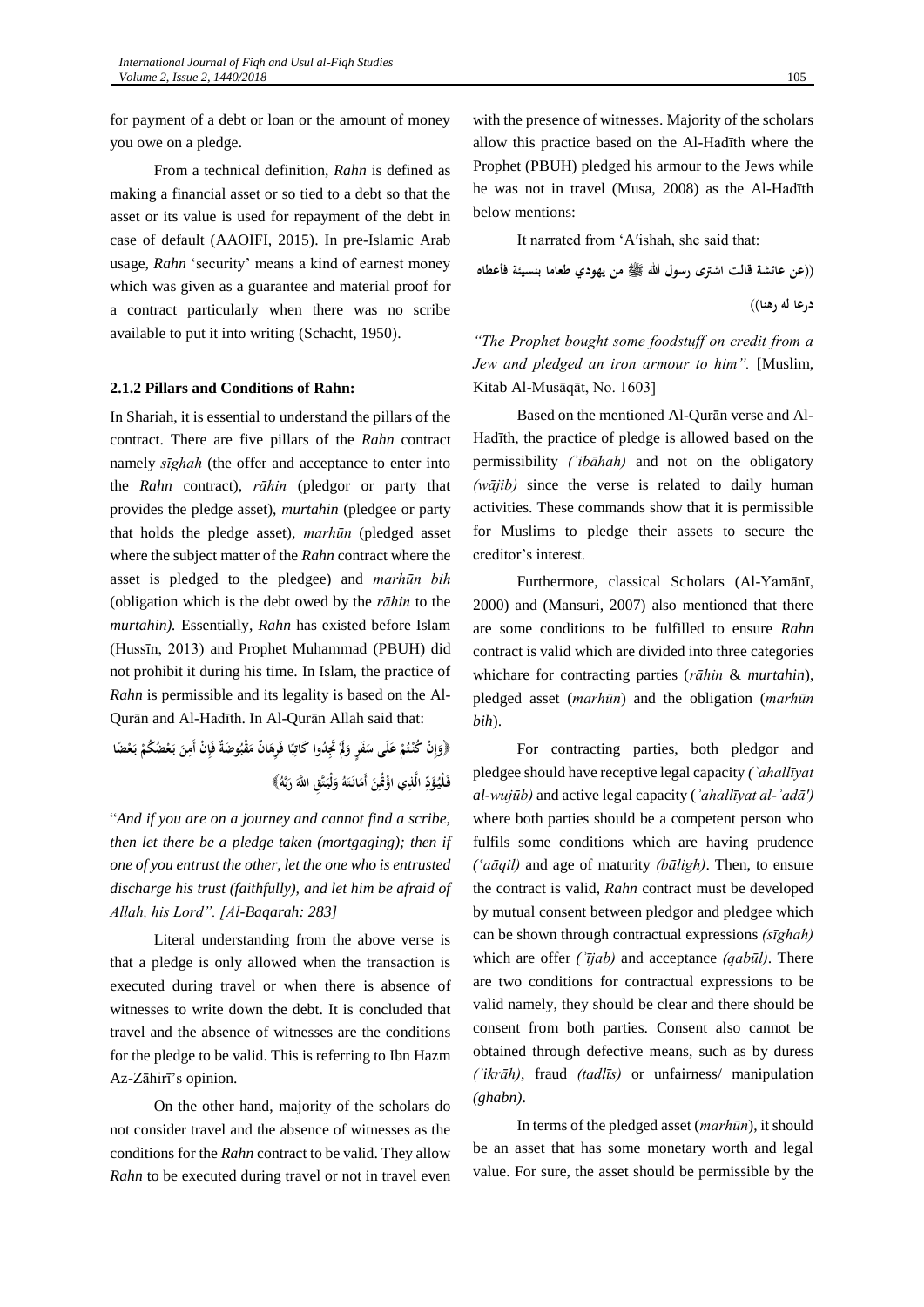for payment of a debt or loan or the amount of money you owe on a pledge**.**

From a technical definition, *Rahn* is defined as making a financial asset or so tied to a debt so that the asset or its value is used for repayment of the debt in case of default (AAOIFI, 2015). In pre-Islamic Arab usage, *Rahn* 'security' means a kind of earnest money which was given as a guarantee and material proof for a contract particularly when there was no scribe available to put it into writing (Schacht, 1950).

### 2.1.2 Pillars and Conditions of Rahn:

In Shariah, it is essential to understand the pillars of the contract. There are five pillars of the *Rahn* contract namely *sīghah* (the offer and acceptance to enter into the *Rahn* contract), *rāhin* (pledgor or party that provides the pledge asset), *murtahin* (pledgee or party that holds the pledge asset), *marhūn* (pledged asset where the subject matter of the *Rahn* contract where the asset is pledged to the pledgee) and *marhūn bih* (obligation which is the debt owed by the *rāhin* to the *murtahin).* Essentially, *Rahn* has existed before Islam (Hussīn, 2013) and Prophet Muhammad (PBUH) did not prohibit it during his time. In Islam, the practice of *Rahn* is permissible and its legality is based on the Al-Qurān and Al-Hadīth. In Al-Qurān Allah said that:

﴿وَإِنْ كُنْتُمْ عَلَى سَفَرٍ وَلَمْ تَجِدُوا كَاتِبًا فَرِهَانٌ مَقْبُوضَةٌ فَإِنْ أَمِنَ بَعْضُكُمْ بَعْضًا فَلْيُؤَدِّ الَّذِي اؤْتُمِنَ أَمَانَتَهُ وَلْيَتَّقِ اللَّهَ رَبَّهُ﴾

"*And if you are on a journey and cannot find a scribe, then let there be a pledge taken (mortgaging); then if one of you entrust the other, let the one who is entrusted discharge his trust (faithfully), and let him be afraid of Allah, his Lord". [Al-Baqarah: 283]*

Literal understanding from the above verse is that a pledge is only allowed when the transaction is executed during travel or when there is absence of witnesses to write down the debt. It is concluded that travel and the absence of witnesses are the conditions for the pledge to be valid. This is referring to Ibn Hazm Az-Zāhirī's opinion.

On the other hand, majority of the scholars do not consider travel and the absence of witnesses as the conditions for the *Rahn* contract to be valid. They allow *Rahn* to be executed during travel or not in travel even with the presence of witnesses. Majority of the scholars allow this practice based on the Al-Hadīth where the Prophet (PBUH) pledged his armour to the Jews while he was not in travel (Musa, 2008) as the Al-Hadīth below mentions:

It narrated from 'A′ishah, she said that:

((عن عائشة قالت اشترى رسول الله ﷺ من يهودي طعاما بنسيئة فأعطاه درعا له رهنا))

*"The Prophet bought some foodstuff on credit from a Jew and pledged an iron armour to him".* [Muslim, Kitab Al-Musāqāt, No. 1603]

Based on the mentioned Al-Qurān verse and Al-Hadīth, the practice of pledge is allowed based on the permissibility *(ʾibāhah)* and not on the obligatory *(wājib)* since the verse is related to daily human activities. These commands show that it is permissible for Muslims to pledge their assets to secure the creditor's interest.

Furthermore, classical Scholars (Al-Yamānī, 2000) and (Mansuri, 2007) also mentioned that there are some conditions to be fulfilled to ensure *Rahn* contract is valid which are divided into three categories whichare for contracting parties (*rāhin* & *murtahin*), pledged asset (*marhūn*) and the obligation (*marhūn bih*).

For contracting parties, both pledgor and pledgee should have receptive legal capacity *(ʾahallīyat al-wujūb)* and active legal capacity (*ʾahallīyat al-ʾadā')* where both parties should be a competent person who fulfils some conditions which are having prudence *(ʿaāqil)* and age of maturity *(bāligh)*. Then, to ensure the contract is valid, *Rahn* contract must be developed by mutual consent between pledgor and pledgee which can be shown through contractual expressions *(sīghah)* which are offer *(ʾījab)* and acceptance *(qabūl)*. There are two conditions for contractual expressions to be valid namely, they should be clear and there should be consent from both parties. Consent also cannot be obtained through defective means, such as by duress *(ʾikrāh)*, fraud *(tadlīs)* or unfairness/ manipulation *(ghabn)*.

In terms of the pledged asset (*marhūn*), it should be an asset that has some monetary worth and legal value. For sure, the asset should be permissible by the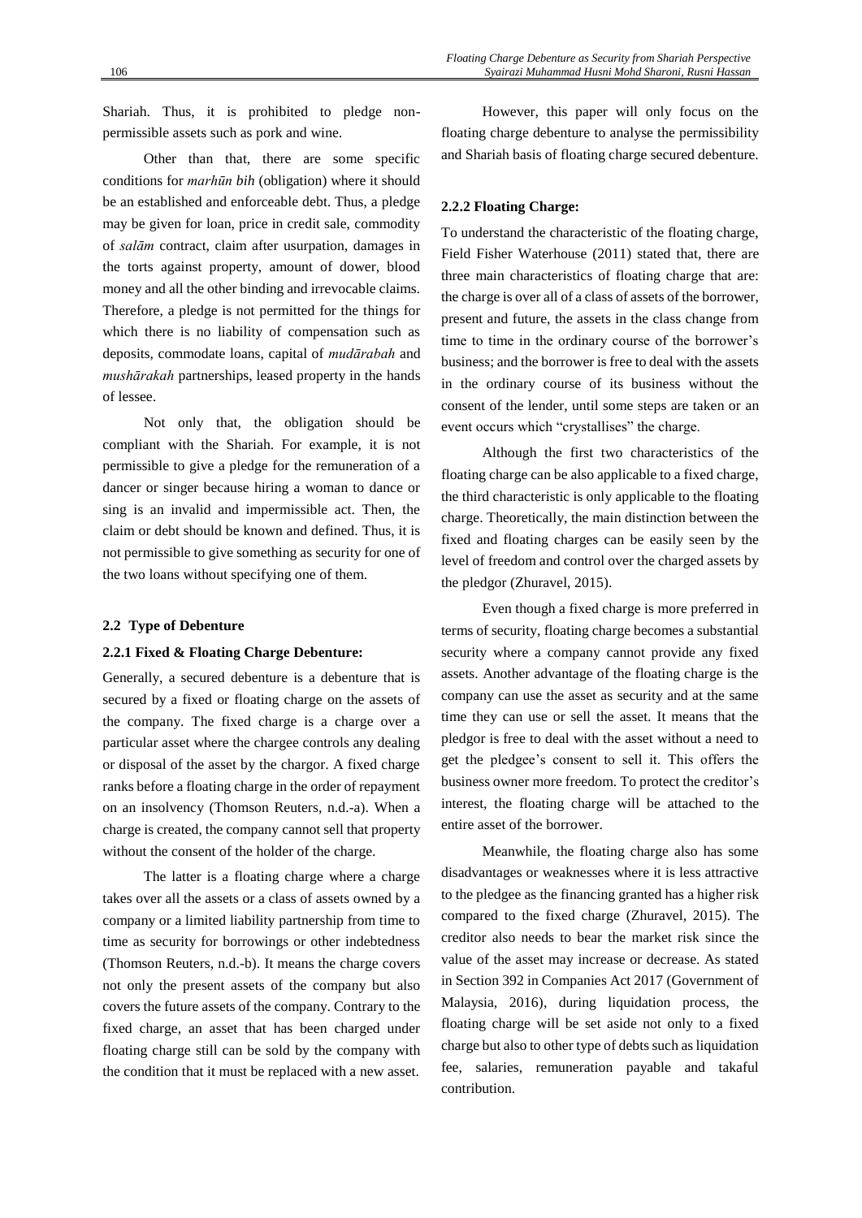Shariah. Thus, it is prohibited to pledge non-permissible assets such as pork and wine.

Other than that, there are some specific conditions for *marhūn bih* (obligation) where it should be an established and enforceable debt. Thus, a pledge may be given for loan, price in credit sale, commodity of *salām* contract, claim after usurpation, damages in the torts against property, amount of dower, blood money and all the other binding and irrevocable claims. Therefore, a pledge is not permitted for the things for which there is no liability of compensation such as deposits, commodate loans, capital of *mudārabah* and *mushārakah* partnerships, leased property in the hands of lessee.

Not only that, the obligation should be compliant with the Shariah. For example, it is not permissible to give a pledge for the remuneration of a dancer or singer because hiring a woman to dance or sing is an invalid and impermissible act. Then, the claim or debt should be known and defined. Thus, it is not permissible to give something as security for one of the two loans without specifying one of them.

### 2.2 Type of Debenture

#### 2.2.1 Fixed & Floating Charge Debenture:

Generally, a secured debenture is a debenture that is secured by a fixed or floating charge on the assets of the company. The fixed charge is a charge over a particular asset where the chargee controls any dealing or disposal of the asset by the chargor. A fixed charge ranks before a floating charge in the order of repayment on an insolvency (Thomson Reuters, n.d.-a). When a charge is created, the company cannot sell that property without the consent of the holder of the charge.

The latter is a floating charge where a charge takes over all the assets or a class of assets owned by a company or a limited liability partnership from time to time as security for borrowings or other indebtedness (Thomson Reuters, n.d.-b). It means the charge covers not only the present assets of the company but also covers the future assets of the company. Contrary to the fixed charge, an asset that has been charged under floating charge still can be sold by the company with the condition that it must be replaced with a new asset.

However, this paper will only focus on the floating charge debenture to analyse the permissibility and Shariah basis of floating charge secured debenture.

#### 2.2.2 Floating Charge:

To understand the characteristic of the floating charge, Field Fisher Waterhouse (2011) stated that, there are three main characteristics of floating charge that are: the charge is over all of a class of assets of the borrower, present and future, the assets in the class change from time to time in the ordinary course of the borrower's business; and the borrower is free to deal with the assets in the ordinary course of its business without the consent of the lender, until some steps are taken or an event occurs which "crystallises" the charge.

Although the first two characteristics of the floating charge can be also applicable to a fixed charge, the third characteristic is only applicable to the floating charge. Theoretically, the main distinction between the fixed and floating charges can be easily seen by the level of freedom and control over the charged assets by the pledgor (Zhuravel, 2015).

Even though a fixed charge is more preferred in terms of security, floating charge becomes a substantial security where a company cannot provide any fixed assets. Another advantage of the floating charge is the company can use the asset as security and at the same time they can use or sell the asset. It means that the pledgor is free to deal with the asset without a need to get the pledgee's consent to sell it. This offers the business owner more freedom. To protect the creditor's interest, the floating charge will be attached to the entire asset of the borrower.

Meanwhile, the floating charge also has some disadvantages or weaknesses where it is less attractive to the pledgee as the financing granted has a higher risk compared to the fixed charge (Zhuravel, 2015). The creditor also needs to bear the market risk since the value of the asset may increase or decrease. As stated in Section 392 in Companies Act 2017 (Government of Malaysia, 2016), during liquidation process, the floating charge will be set aside not only to a fixed charge but also to other type of debts such as liquidation fee, salaries, remuneration payable and takaful contribution.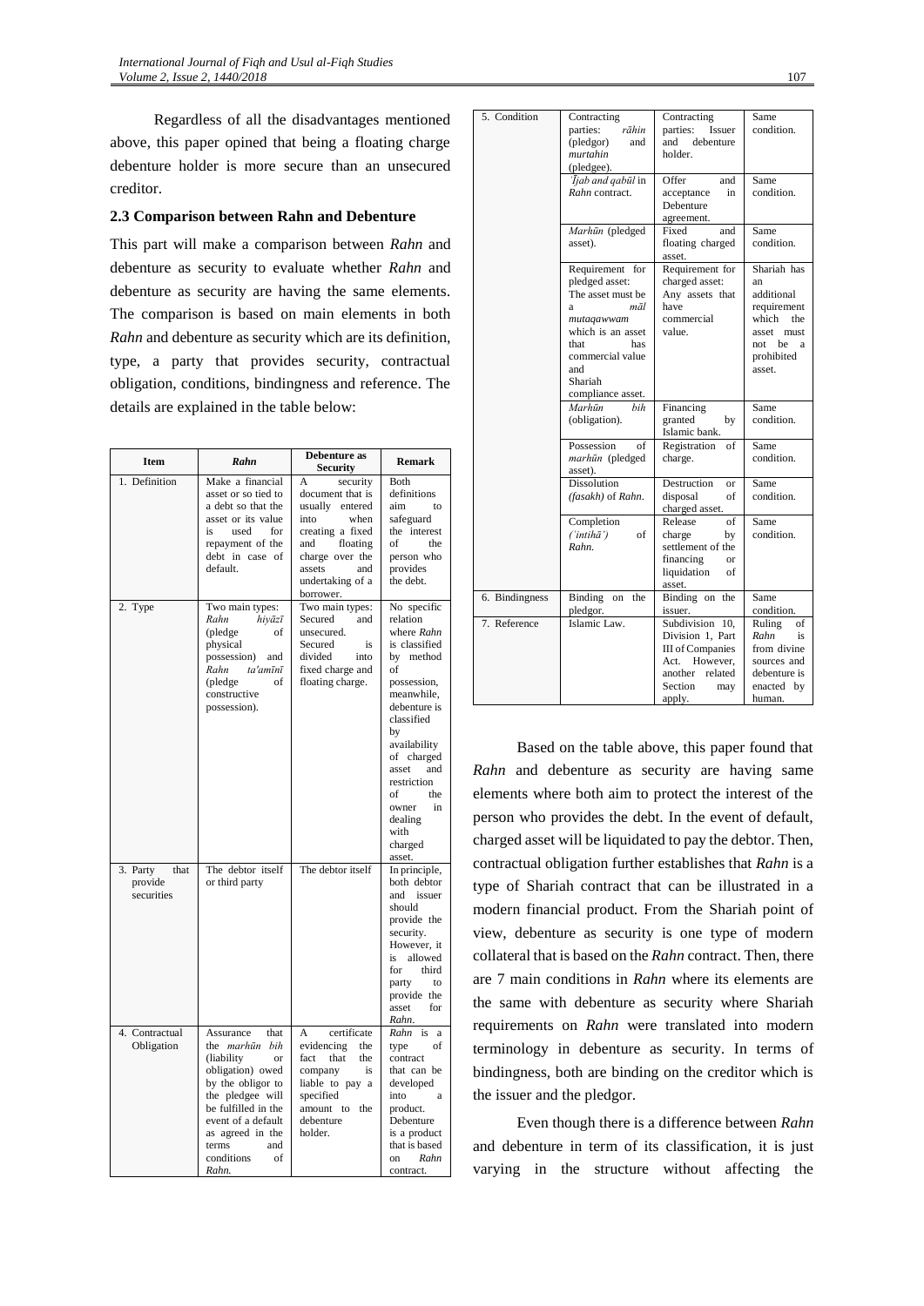Regardless of all the disadvantages mentioned above, this paper opined that being a floating charge debenture holder is more secure than an unsecured creditor.

### 2.3 Comparison between Rahn and Debenture

This part will make a comparison between *Rahn* and debenture as security to evaluate whether *Rahn* and debenture as security are having the same elements. The comparison is based on main elements in both *Rahn* and debenture as security which are its definition, type, a party that provides security, contractual obligation, conditions, bindingness and reference. The details are explained in the table below:

| Item | *Rahn* | Debenture as Security | Remark |
|---|---|---|---|
| 1. Definition | Make a financial asset or so tied to a debt so that the asset or its value is used for repayment of the debt in case of default. | A security document that is usually entered into when creating a fixed and floating charge over the assets and undertaking of a borrower. | Both definitions aim to safeguard the interest of the person who provides the debt. |
| 2. Type | Two main types: *Rahn hiyāzī* (pledge of physical possession) and *Rahn ta'amīnī* (pledge of constructive possession). | Two main types: Secured and unsecured. Secured is divided into fixed charge and floating charge. | No specific relation where *Rahn* is classified by method of possession, meanwhile, debenture is classified by availability of charged asset and restriction of the owner in dealing with charged asset. |
| 3. Party that provide securities | The debtor itself or third party | The debtor itself | In principle, both debtor and issuer should provide the security. However, it is allowed for third party to provide the asset for *Rahn*. |
| 4. Contractual Obligation | Assurance that the *marhūn bih* (liability or obligation) owed by the obligor to the pledgee will be fulfilled in the event of a default as agreed in the terms and conditions of *Rahn.* | A certificate evidencing the fact that the company is liable to pay a specified amount to the debenture holder. | *Rahn* is a type of contract that can be developed into a product. Debenture is a product that is based on *Rahn* contract. |
| 5. Condition | Contracting parties: *rāhin* (pledgor) and *murtahin* (pledgee). | Contracting parties: Issuer and debenture holder. | Same condition. |
| | *Ījab and qabūl* in *Rahn* contract. | Offer and acceptance in Debenture agreement. | Same condition. |
| | *Marhūn* (pledged asset). | Fixed and floating charged asset. | Same condition. |
| | Requirement for pledged asset: The asset must be a *māl mutaqawwam* which is an asset that has commercial value and Shariah compliance asset. | Requirement for charged asset: Any assets that have commercial value. | Shariah has an additional requirement which the asset must not be a prohibited asset. |
| | *Marhūn bih* (obligation). | Financing granted by Islamic bank. | Same condition. |
| | Possession of *marhūn* (pledged asset). | Registration of charge. | Same condition. |
| | Dissolution *(fasakh)* of *Rahn*. | Destruction or disposal of charged asset. | Same condition. |
| | Completion *('intihā')* of *Rahn*. | Release of charge by settlement of the financing or liquidation of asset. | Same condition. |
| 6. Bindingness | Binding on the pledgor. | Binding on the issuer. | Same condition. |
| 7. Reference | Islamic Law. | Subdivision 10, Division 1, Part III of Companies Act. However, another related Section may apply. | Ruling of *Rahn* is from divine sources and debenture is enacted by human. |

Based on the table above, this paper found that *Rahn* and debenture as security are having same elements where both aim to protect the interest of the person who provides the debt. In the event of default, charged asset will be liquidated to pay the debtor. Then, contractual obligation further establishes that *Rahn* is a type of Shariah contract that can be illustrated in a modern financial product. From the Shariah point of view, debenture as security is one type of modern collateral that is based on the *Rahn* contract. Then, there are 7 main conditions in *Rahn* where its elements are the same with debenture as security where Shariah requirements on *Rahn* were translated into modern terminology in debenture as security. In terms of bindingness, both are binding on the creditor which is the issuer and the pledgor.

Even though there is a difference between *Rahn* and debenture in term of its classification, it is just varying in the structure without affecting the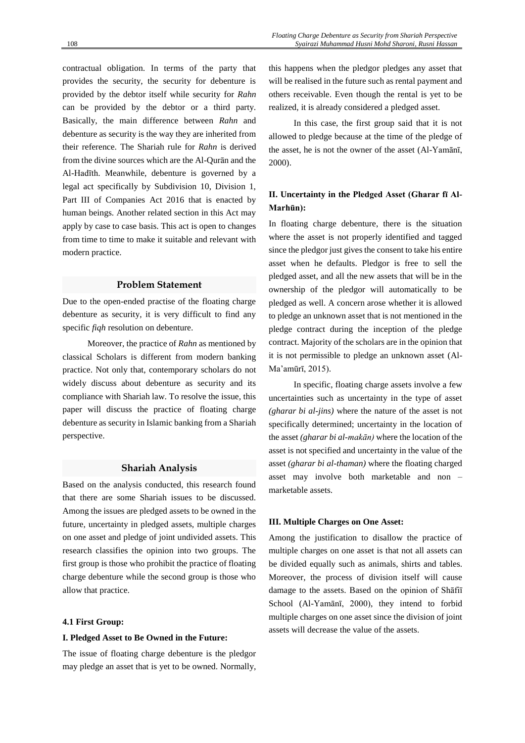contractual obligation. In terms of the party that provides the security, the security for debenture is provided by the debtor itself while security for *Rahn* can be provided by the debtor or a third party. Basically, the main difference between *Rahn* and debenture as security is the way they are inherited from their reference. The Shariah rule for *Rahn* is derived from the divine sources which are the Al-Qurān and the Al-Hadīth. Meanwhile, debenture is governed by a legal act specifically by Subdivision 10, Division 1, Part III of Companies Act 2016 that is enacted by human beings. Another related section in this Act may apply by case to case basis. This act is open to changes from time to time to make it suitable and relevant with modern practice.

## Problem Statement

Due to the open-ended practise of the floating charge debenture as security, it is very difficult to find any specific *fiqh* resolution on debenture.

Moreover, the practice of *Rahn* as mentioned by classical Scholars is different from modern banking practice. Not only that, contemporary scholars do not widely discuss about debenture as security and its compliance with Shariah law. To resolve the issue, this paper will discuss the practice of floating charge debenture as security in Islamic banking from a Shariah perspective.

## Shariah Analysis

Based on the analysis conducted, this research found that there are some Shariah issues to be discussed. Among the issues are pledged assets to be owned in the future, uncertainty in pledged assets, multiple charges on one asset and pledge of joint undivided assets. This research classifies the opinion into two groups. The first group is those who prohibit the practice of floating charge debenture while the second group is those who allow that practice.

### 4.1 First Group:

**I. Pledged Asset to Be Owned in the Future:**

The issue of floating charge debenture is the pledgor may pledge an asset that is yet to be owned. Normally, this happens when the pledgor pledges any asset that will be realised in the future such as rental payment and others receivable. Even though the rental is yet to be realized, it is already considered a pledged asset.

In this case, the first group said that it is not allowed to pledge because at the time of the pledge of the asset, he is not the owner of the asset (Al-Yamānī, 2000).

**II. Uncertainty in the Pledged Asset (Gharar fī Al-Marhūn):**

In floating charge debenture, there is the situation where the asset is not properly identified and tagged since the pledgor just gives the consent to take his entire asset when he defaults. Pledgor is free to sell the pledged asset, and all the new assets that will be in the ownership of the pledgor will automatically to be pledged as well. A concern arose whether it is allowed to pledge an unknown asset that is not mentioned in the pledge contract during the inception of the pledge contract. Majority of the scholars are in the opinion that it is not permissible to pledge an unknown asset (Al-Ma'amūrī, 2015).

In specific, floating charge assets involve a few uncertainties such as uncertainty in the type of asset *(gharar bi al-jins)* where the nature of the asset is not specifically determined; uncertainty in the location of the asset *(gharar bi al-makān)* where the location of the asset is not specified and uncertainty in the value of the asset *(gharar bi al-thaman)* where the floating charged asset may involve both marketable and non – marketable assets.

**III. Multiple Charges on One Asset:**

Among the justification to disallow the practice of multiple charges on one asset is that not all assets can be divided equally such as animals, shirts and tables. Moreover, the process of division itself will cause damage to the assets. Based on the opinion of Shāfiī School (Al-Yamānī, 2000), they intend to forbid multiple charges on one asset since the division of joint assets will decrease the value of the assets.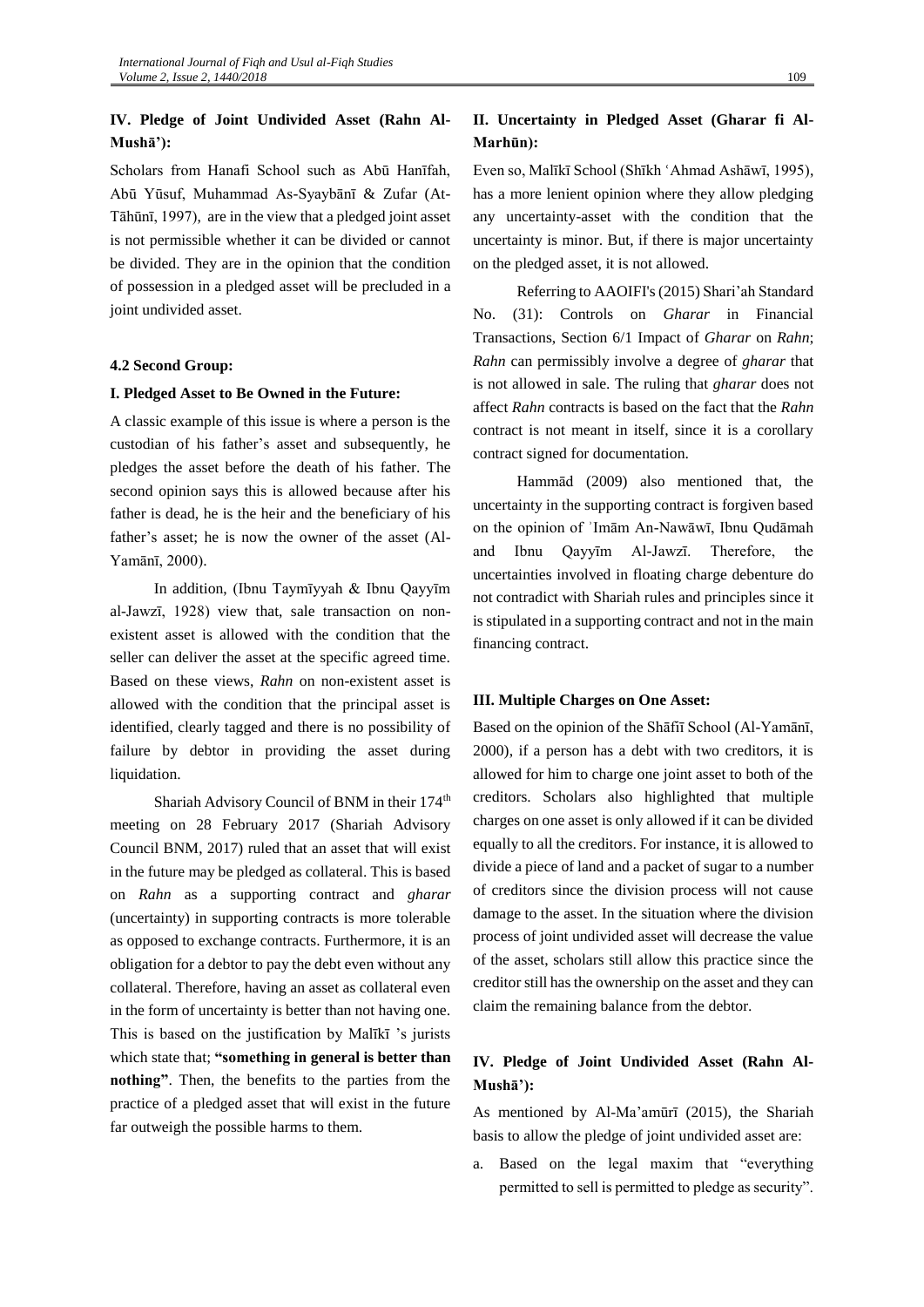### IV. Pledge of Joint Undivided Asset (Rahn Al-Mushā'):

Scholars from Hanafi School such as Abū Hanīfah, Abū Yūsuf, Muhammad As-Syaybānī & Zufar (At-Tāhūnī, 1997), are in the view that a pledged joint asset is not permissible whether it can be divided or cannot be divided. They are in the opinion that the condition of possession in a pledged asset will be precluded in a joint undivided asset.

### 4.2 Second Group:

### I. Pledged Asset to Be Owned in the Future:

A classic example of this issue is where a person is the custodian of his father's asset and subsequently, he pledges the asset before the death of his father. The second opinion says this is allowed because after his father is dead, he is the heir and the beneficiary of his father's asset; he is now the owner of the asset (Al-Yamānī, 2000).

In addition, (Ibnu Taymīyyah & Ibnu Qayyīm al-Jawzī, 1928) view that, sale transaction on non-existent asset is allowed with the condition that the seller can deliver the asset at the specific agreed time. Based on these views, *Rahn* on non-existent asset is allowed with the condition that the principal asset is identified, clearly tagged and there is no possibility of failure by debtor in providing the asset during liquidation.

Shariah Advisory Council of BNM in their 174th meeting on 28 February 2017 (Shariah Advisory Council BNM, 2017) ruled that an asset that will exist in the future may be pledged as collateral. This is based on *Rahn* as a supporting contract and *gharar* (uncertainty) in supporting contracts is more tolerable as opposed to exchange contracts. Furthermore, it is an obligation for a debtor to pay the debt even without any collateral. Therefore, having an asset as collateral even in the form of uncertainty is better than not having one. This is based on the justification by Malīkī 's jurists which state that; **"something in general is better than nothing"**. Then, the benefits to the parties from the practice of a pledged asset that will exist in the future far outweigh the possible harms to them.

### II. Uncertainty in Pledged Asset (Gharar fi Al-Marhūn):

Even so, Malīkī School (Shīkh ʿAhmad Ashāwī, 1995), has a more lenient opinion where they allow pledging any uncertainty-asset with the condition that the uncertainty is minor. But, if there is major uncertainty on the pledged asset, it is not allowed.

Referring to AAOIFI's (2015) Shari'ah Standard No. (31): Controls on *Gharar* in Financial Transactions, Section 6/1 Impact of *Gharar* on *Rahn*; *Rahn* can permissibly involve a degree of *gharar* that is not allowed in sale. The ruling that *gharar* does not affect *Rahn* contracts is based on the fact that the *Rahn* contract is not meant in itself, since it is a corollary contract signed for documentation.

Hammād (2009) also mentioned that, the uncertainty in the supporting contract is forgiven based on the opinion of ʾImām An-Nawāwī, Ibnu Qudāmah and Ibnu Qayyīm Al-Jawzī. Therefore, the uncertainties involved in floating charge debenture do not contradict with Shariah rules and principles since it is stipulated in a supporting contract and not in the main financing contract.

### III. Multiple Charges on One Asset:

Based on the opinion of the Shāfiī School (Al-Yamānī, 2000), if a person has a debt with two creditors, it is allowed for him to charge one joint asset to both of the creditors. Scholars also highlighted that multiple charges on one asset is only allowed if it can be divided equally to all the creditors. For instance, it is allowed to divide a piece of land and a packet of sugar to a number of creditors since the division process will not cause damage to the asset. In the situation where the division process of joint undivided asset will decrease the value of the asset, scholars still allow this practice since the creditor still has the ownership on the asset and they can claim the remaining balance from the debtor.

### IV. Pledge of Joint Undivided Asset (Rahn Al-Mushā'):

As mentioned by Al-Ma'amūrī (2015), the Shariah basis to allow the pledge of joint undivided asset are:

a. Based on the legal maxim that "everything permitted to sell is permitted to pledge as security".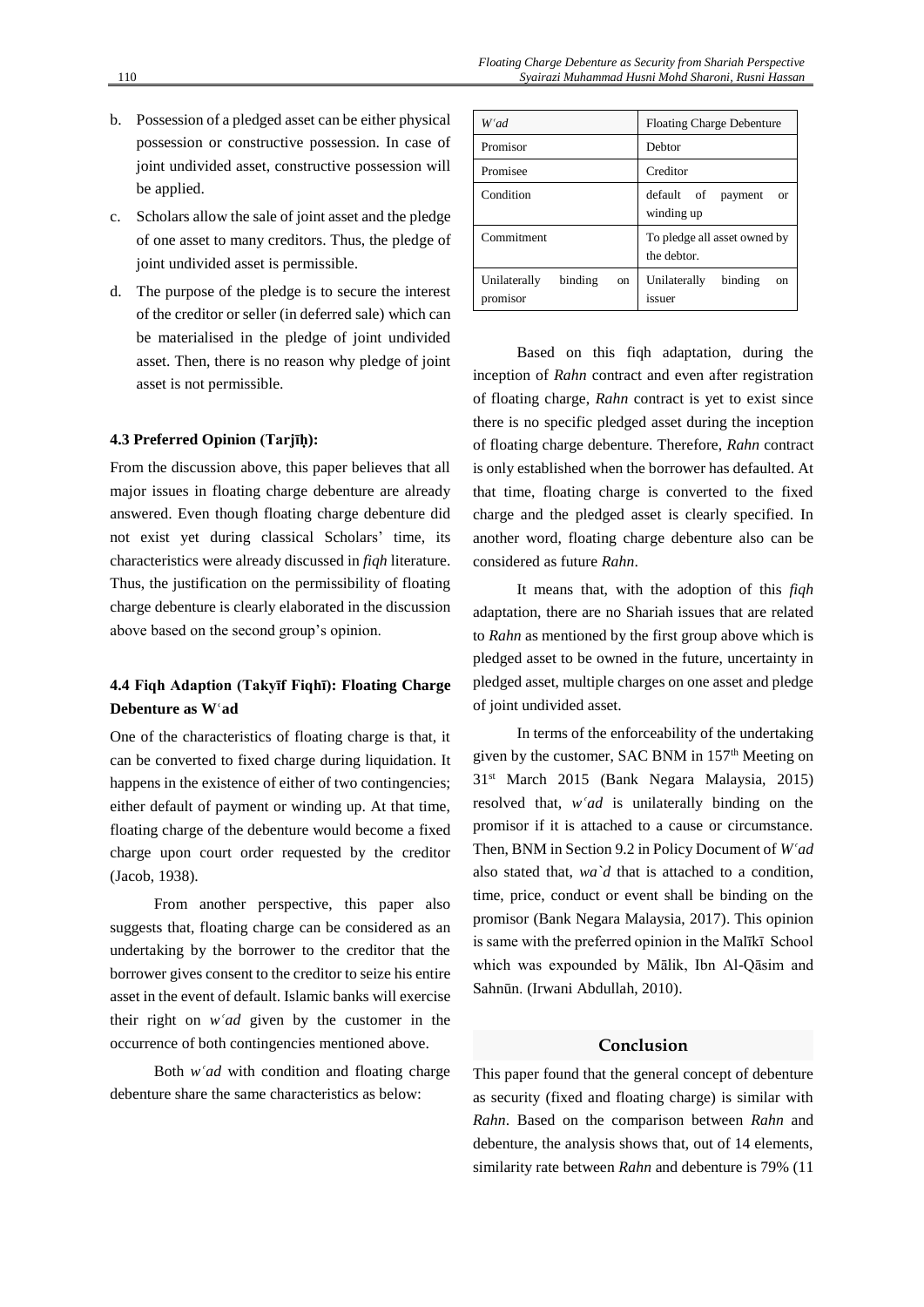b. Possession of a pledged asset can be either physical possession or constructive possession. In case of joint undivided asset, constructive possession will be applied.

c. Scholars allow the sale of joint asset and the pledge of one asset to many creditors. Thus, the pledge of joint undivided asset is permissible.

d. The purpose of the pledge is to secure the interest of the creditor or seller (in deferred sale) which can be materialised in the pledge of joint undivided asset. Then, there is no reason why pledge of joint asset is not permissible.

### 4.3 Preferred Opinion (Tarjīḥ):

From the discussion above, this paper believes that all major issues in floating charge debenture are already answered. Even though floating charge debenture did not exist yet during classical Scholars' time, its characteristics were already discussed in *fiqh* literature. Thus, the justification on the permissibility of floating charge debenture is clearly elaborated in the discussion above based on the second group's opinion.

### 4.4 Fiqh Adaption (Takyīf Fiqhī): Floating Charge Debenture as Wʿad

One of the characteristics of floating charge is that, it can be converted to fixed charge during liquidation. It happens in the existence of either of two contingencies; either default of payment or winding up. At that time, floating charge of the debenture would become a fixed charge upon court order requested by the creditor (Jacob, 1938).

From another perspective, this paper also suggests that, floating charge can be considered as an undertaking by the borrower to the creditor that the borrower gives consent to the creditor to seize his entire asset in the event of default. Islamic banks will exercise their right on *wʿad* given by the customer in the occurrence of both contingencies mentioned above.

Both *wʿad* with condition and floating charge debenture share the same characteristics as below:

| *Wʿad* | Floating Charge Debenture |
|---|---|
| Promisor | Debtor |
| Promisee | Creditor |
| Condition | default of payment or winding up |
| Commitment | To pledge all asset owned by the debtor. |
| Unilaterally binding on promisor | Unilaterally binding on issuer |

Based on this fiqh adaptation, during the inception of *Rahn* contract and even after registration of floating charge, *Rahn* contract is yet to exist since there is no specific pledged asset during the inception of floating charge debenture. Therefore, *Rahn* contract is only established when the borrower has defaulted. At that time, floating charge is converted to the fixed charge and the pledged asset is clearly specified. In another word, floating charge debenture also can be considered as future *Rahn*.

It means that, with the adoption of this *fiqh* adaptation, there are no Shariah issues that are related to *Rahn* as mentioned by the first group above which is pledged asset to be owned in the future, uncertainty in pledged asset, multiple charges on one asset and pledge of joint undivided asset.

In terms of the enforceability of the undertaking given by the customer, SAC BNM in 157th Meeting on 31st March 2015 (Bank Negara Malaysia, 2015) resolved that, *wʿad* is unilaterally binding on the promisor if it is attached to a cause or circumstance. Then, BNM in Section 9.2 in Policy Document of *Wʿad* also stated that, *wa`d* that is attached to a condition, time, price, conduct or event shall be binding on the promisor (Bank Negara Malaysia, 2017). This opinion is same with the preferred opinion in the Malīkī School which was expounded by Mālik, Ibn Al-Qāsim and Sahnūn. (Irwani Abdullah, 2010).

## Conclusion

This paper found that the general concept of debenture as security (fixed and floating charge) is similar with *Rahn*. Based on the comparison between *Rahn* and debenture, the analysis shows that, out of 14 elements, similarity rate between *Rahn* and debenture is 79% (11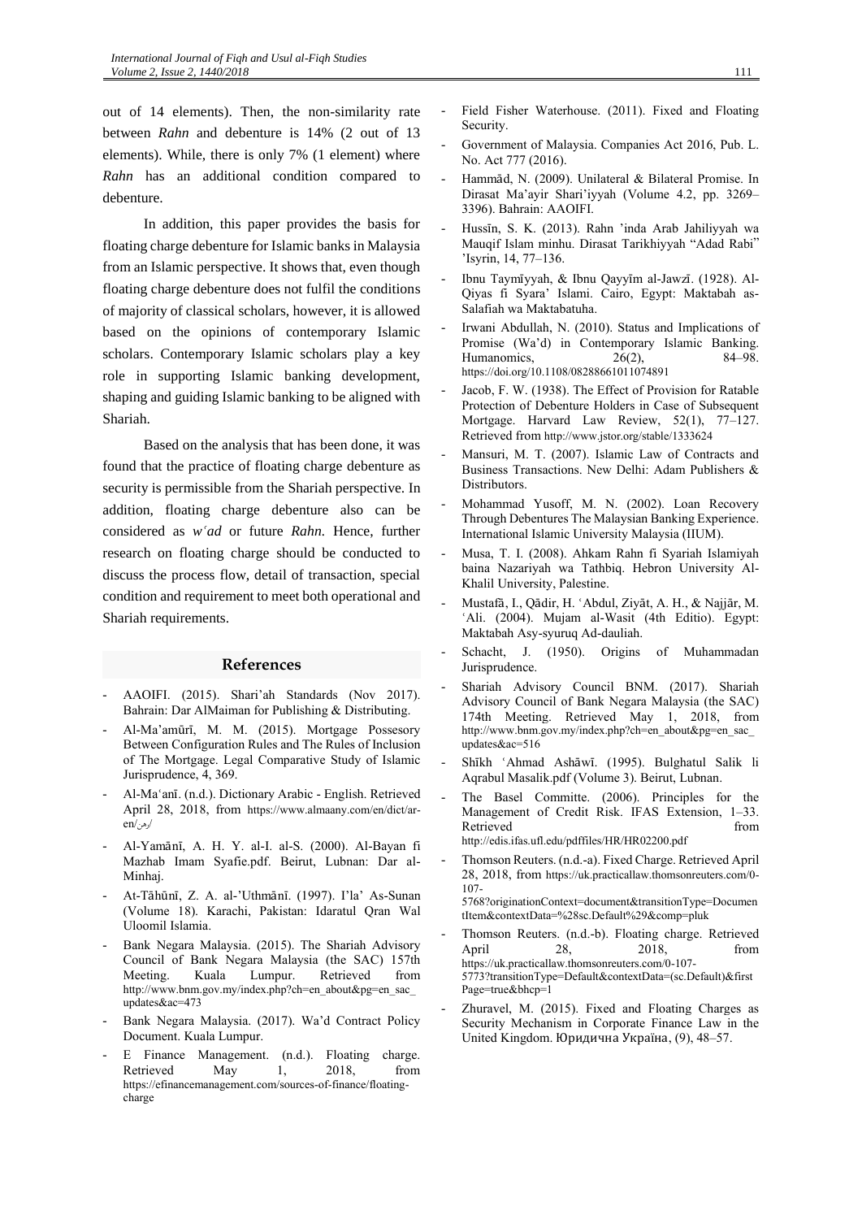out of 14 elements). Then, the non-similarity rate between *Rahn* and debenture is 14% (2 out of 13 elements). While, there is only 7% (1 element) where *Rahn* has an additional condition compared to debenture.

In addition, this paper provides the basis for floating charge debenture for Islamic banks in Malaysia from an Islamic perspective. It shows that, even though floating charge debenture does not fulfil the conditions of majority of classical scholars, however, it is allowed based on the opinions of contemporary Islamic scholars. Contemporary Islamic scholars play a key role in supporting Islamic banking development, shaping and guiding Islamic banking to be aligned with Shariah.

Based on the analysis that has been done, it was found that the practice of floating charge debenture as security is permissible from the Shariah perspective. In addition, floating charge debenture also can be considered as *wʿad* or future *Rahn.* Hence, further research on floating charge should be conducted to discuss the process flow, detail of transaction, special condition and requirement to meet both operational and Shariah requirements.

## References

- AAOIFI. (2015). Shari'ah Standards (Nov 2017). Bahrain: Dar AlMaiman for Publishing & Distributing.
- Al-Ma'amūrī, M. M. (2015). Mortgage Possesory Between Configuration Rules and The Rules of Inclusion of The Mortgage. Legal Comparative Study of Islamic Jurisprudence, 4, 369.
- Al-Maʿanī. (n.d.). Dictionary Arabic - English. Retrieved April 28, 2018, from https://www.almaany.com/en/dict/ar-en/رهن/
- Al-Yamānī, A. H. Y. al-I. al-S. (2000). Al-Bayan fi Mazhab Imam Syafie.pdf. Beirut, Lubnan: Dar al-Minhaj.
- At-Tāhūnī, Z. A. al-'Uthmānī. (1997). I'la' As-Sunan (Volume 18). Karachi, Pakistan: Idaratul Qran Wal Uloomil Islamia.
- Bank Negara Malaysia. (2015). The Shariah Advisory Council of Bank Negara Malaysia (the SAC) 157th Meeting. Kuala Lumpur. Retrieved from http://www.bnm.gov.my/index.php?ch=en_about&pg=en_sac_updates&ac=473
- Bank Negara Malaysia. (2017). Wa'd Contract Policy Document. Kuala Lumpur.
- E Finance Management. (n.d.). Floating charge. Retrieved May 1, 2018, from https://efinancemanagement.com/sources-of-finance/floating-charge
- Field Fisher Waterhouse. (2011). Fixed and Floating Security.
- Government of Malaysia. Companies Act 2016, Pub. L. No. Act 777 (2016).
- Hammād, N. (2009). Unilateral & Bilateral Promise. In Dirasat Ma'ayir Shari'iyyah (Volume 4.2, pp. 3269–3396). Bahrain: AAOIFI.
- Hussīn, S. K. (2013). Rahn 'inda Arab Jahiliyyah wa Mauqif Islam minhu. Dirasat Tarikhiyyah "Adad Rabi" 'Isyrin, 14, 77–136.
- Ibnu Taymīyyah, & Ibnu Qayyīm al-Jawzī. (1928). Al-Qiyas fi Syara' Islami. Cairo, Egypt: Maktabah as-Salafiah wa Maktabatuha.
- Irwani Abdullah, N. (2010). Status and Implications of Promise (Wa'd) in Contemporary Islamic Banking. Humanomics, 26(2), 84–98. https://doi.org/10.1108/08288661011074891
- Jacob, F. W. (1938). The Effect of Provision for Ratable Protection of Debenture Holders in Case of Subsequent Mortgage. Harvard Law Review, 52(1), 77–127. Retrieved from http://www.jstor.org/stable/1333624
- Mansuri, M. T. (2007). Islamic Law of Contracts and Business Transactions. New Delhi: Adam Publishers & Distributors.
- Mohammad Yusoff, M. N. (2002). Loan Recovery Through Debentures The Malaysian Banking Experience. International Islamic University Malaysia (IIUM).
- Musa, T. I. (2008). Ahkam Rahn fi Syariah Islamiyah baina Nazariyah wa Tathbiq. Hebron University Al-Khalil University, Palestine.
- Mustafā, I., Qādir, H. ʿAbdul, Ziyāt, A. H., & Najjār, M. ʿAli. (2004). Mujam al-Wasit (4th Editio). Egypt: Maktabah Asy-syuruq Ad-dauliah.
- Schacht, J. (1950). Origins of Muhammadan Jurisprudence.
- Shariah Advisory Council BNM. (2017). Shariah Advisory Council of Bank Negara Malaysia (the SAC) 174th Meeting. Retrieved May 1, 2018, from http://www.bnm.gov.my/index.php?ch=en_about&pg=en_sac_updates&ac=516
- Shīkh ʿAhmad Ashāwī. (1995). Bulghatul Salik li Aqrabul Masalik.pdf (Volume 3). Beirut, Lubnan.
- The Basel Committe. (2006). Principles for the Management of Credit Risk. IFAS Extension, 1–33. Retrieved from http://edis.ifas.ufl.edu/pdffiles/HR/HR02200.pdf
- Thomson Reuters. (n.d.-a). Fixed Charge. Retrieved April 28, 2018, from https://uk.practicallaw.thomsonreuters.com/0-107-5768?originationContext=document&transitionType=DocumentItem&contextData=%28sc.Default%29&comp=pluk
- Thomson Reuters. (n.d.-b). Floating charge. Retrieved April 28, 2018, from https://uk.practicallaw.thomsonreuters.com/0-107-5773?transitionType=Default&contextData=(sc.Default)&firstPage=true&bhcp=1
- Zhuravel, M. (2015). Fixed and Floating Charges as Security Mechanism in Corporate Finance Law in the United Kingdom. Юридична Україна, (9), 48–57.